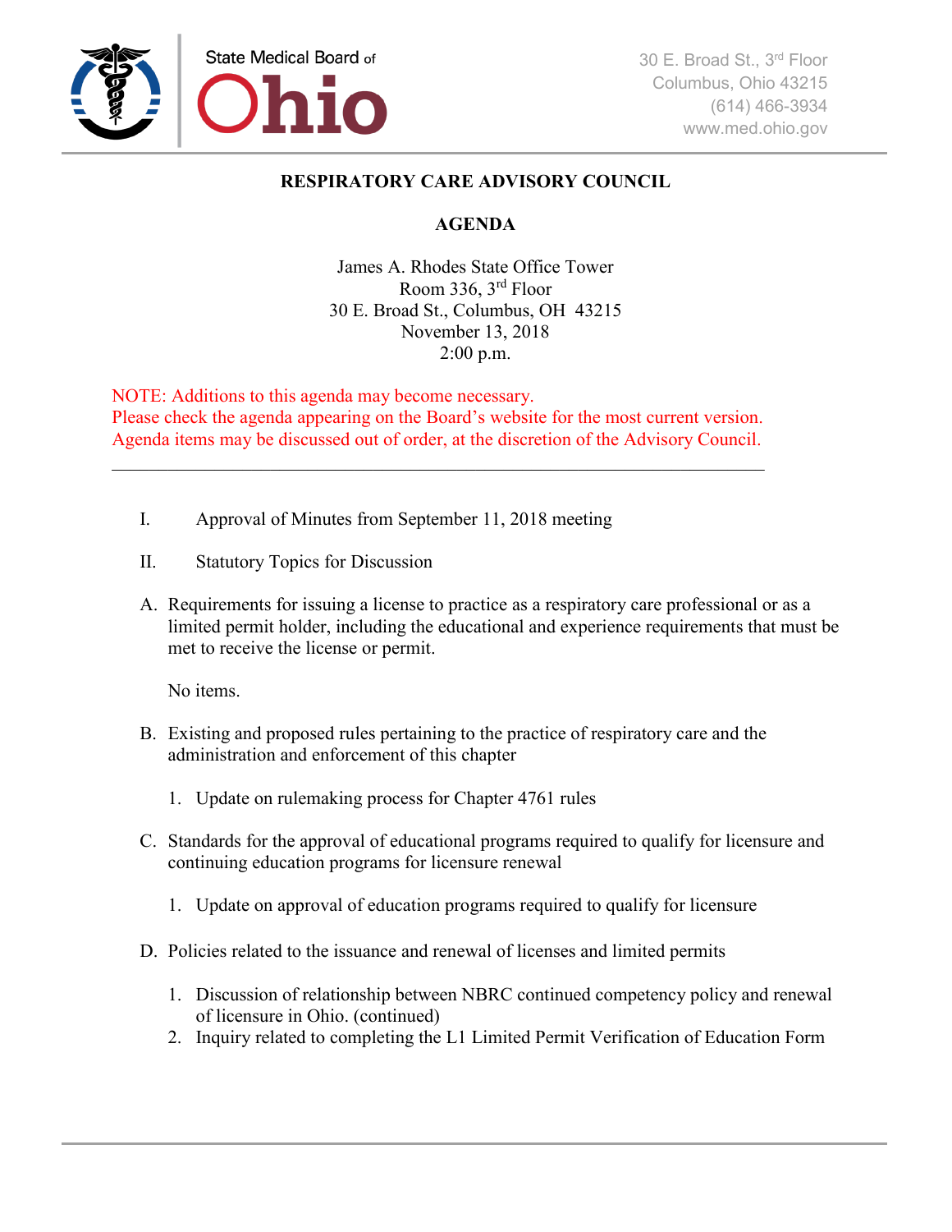State Medical Board of Ohio

30 E. Broad St., 3rd Floor
Columbus, Ohio 43215
(614) 466-3934
www.med.ohio.gov

# RESPIRATORY CARE ADVISORY COUNCIL

## AGENDA

James A. Rhodes State Office Tower
Room 336, 3rd Floor
30 E. Broad St., Columbus, OH 43215
November 13, 2018
2:00 p.m.

NOTE: Additions to this agenda may become necessary.
Please check the agenda appearing on the Board's website for the most current version.
Agenda items may be discussed out of order, at the discretion of the Advisory Council.

---

I. Approval of Minutes from September 11, 2018 meeting

II. Statutory Topics for Discussion

A. Requirements for issuing a license to practice as a respiratory care professional or as a limited permit holder, including the educational and experience requirements that must be met to receive the license or permit.

No items.

B. Existing and proposed rules pertaining to the practice of respiratory care and the administration and enforcement of this chapter

1. Update on rulemaking process for Chapter 4761 rules

C. Standards for the approval of educational programs required to qualify for licensure and continuing education programs for licensure renewal

1. Update on approval of education programs required to qualify for licensure

D. Policies related to the issuance and renewal of licenses and limited permits

1. Discussion of relationship between NBRC continued competency policy and renewal of licensure in Ohio. (continued)
2. Inquiry related to completing the L1 Limited Permit Verification of Education Form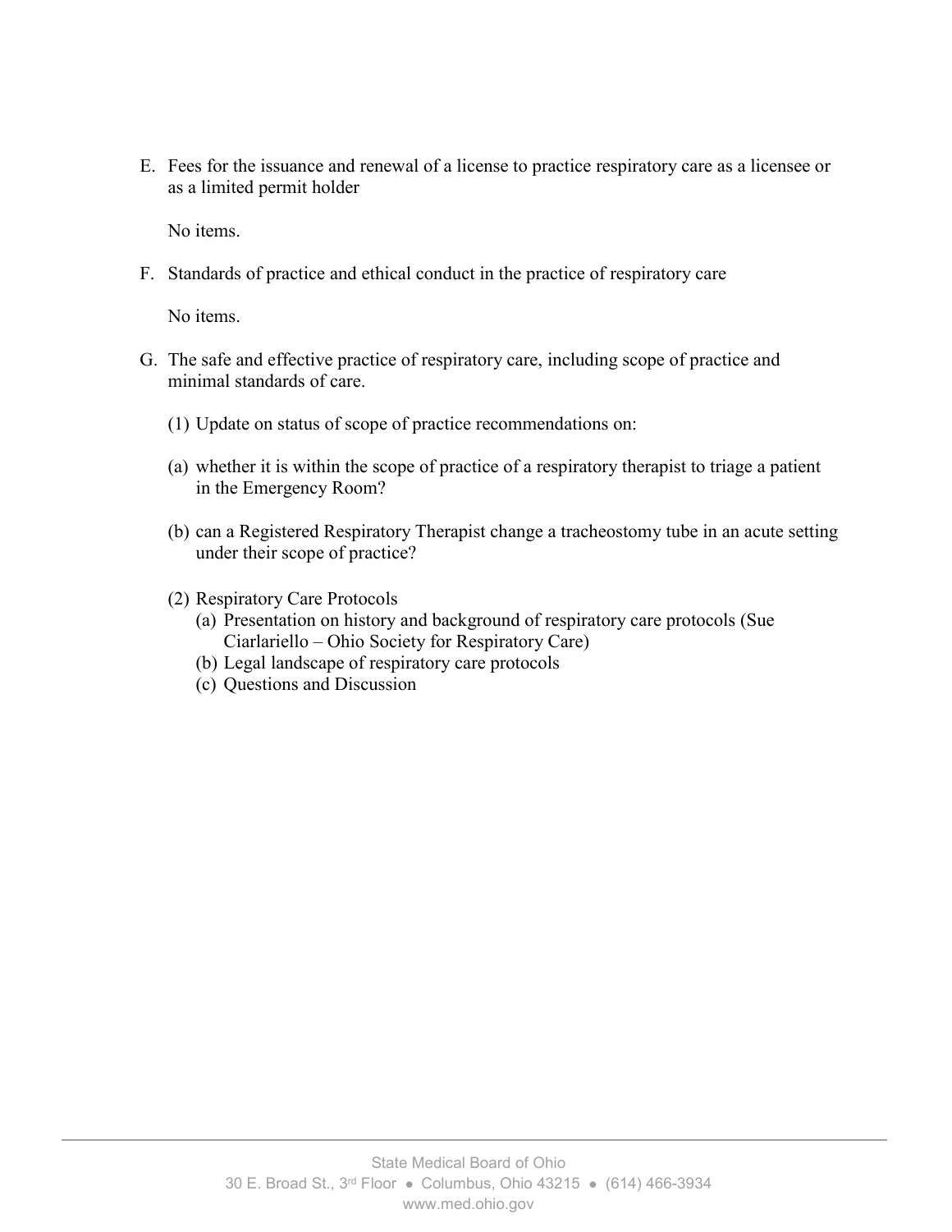E. Fees for the issuance and renewal of a license to practice respiratory care as a licensee or as a limited permit holder

   No items.

F. Standards of practice and ethical conduct in the practice of respiratory care

   No items.

G. The safe and effective practice of respiratory care, including scope of practice and minimal standards of care.

   (1) Update on status of scope of practice recommendations on:

   (a) whether it is within the scope of practice of a respiratory therapist to triage a patient in the Emergency Room?

   (b) can a Registered Respiratory Therapist change a tracheostomy tube in an acute setting under their scope of practice?

   (2) Respiratory Care Protocols
      (a) Presentation on history and background of respiratory care protocols (Sue Ciarlariello – Ohio Society for Respiratory Care)
      (b) Legal landscape of respiratory care protocols
      (c) Questions and Discussion